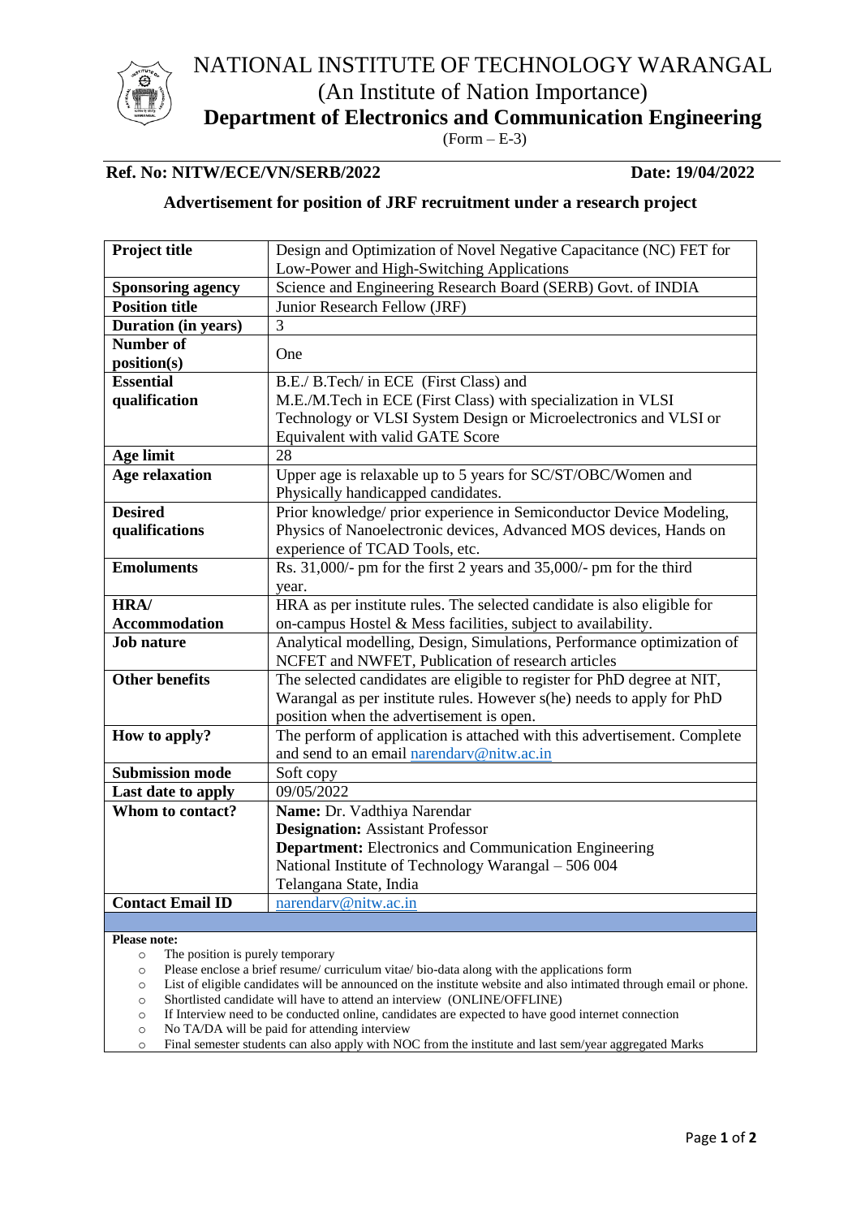# NATIONAL INSTITUTE OF TECHNOLOGY WARANGAL

(An Institute of Nation Importance)

## Department of Electronics and Communication Engineering

(Form – E-3)

**Ref. No: NITW/ECE/VN/SERB/2022** **Date: 19/04/2022**

### Advertisement for position of JRF recruitment under a research project

| **Project title** | Design and Optimization of Novel Negative Capacitance (NC) FET for Low-Power and High-Switching Applications |
|---|---|
| **Sponsoring agency** | Science and Engineering Research Board (SERB) Govt. of INDIA |
| **Position title** | Junior Research Fellow (JRF) |
| **Duration (in years)** | 3 |
| **Number of position(s)** | One |
| **Essential qualification** | B.E./ B.Tech/ in ECE (First Class) and M.E./M.Tech in ECE (First Class) with specialization in VLSI Technology or VLSI System Design or Microelectronics and VLSI or Equivalent with valid GATE Score |
| **Age limit** | 28 |
| **Age relaxation** | Upper age is relaxable up to 5 years for SC/ST/OBC/Women and Physically handicapped candidates. |
| **Desired qualifications** | Prior knowledge/ prior experience in Semiconductor Device Modeling, Physics of Nanoelectronic devices, Advanced MOS devices, Hands on experience of TCAD Tools, etc. |
| **Emoluments** | Rs. 31,000/- pm for the first 2 years and 35,000/- pm for the third year. |
| **HRA/ Accommodation** | HRA as per institute rules. The selected candidate is also eligible for on-campus Hostel & Mess facilities, subject to availability. |
| **Job nature** | Analytical modelling, Design, Simulations, Performance optimization of NCFET and NWFET, Publication of research articles |
| **Other benefits** | The selected candidates are eligible to register for PhD degree at NIT, Warangal as per institute rules. However s(he) needs to apply for PhD position when the advertisement is open. |
| **How to apply?** | The perform of application is attached with this advertisement. Complete and send to an email narendarv@nitw.ac.in |
| **Submission mode** | Soft copy |
| **Last date to apply** | 09/05/2022 |
| **Whom to contact?** | **Name:** Dr. Vadthiya Narendar<br>**Designation:** Assistant Professor<br>**Department:** Electronics and Communication Engineering<br>National Institute of Technology Warangal – 506 004<br>Telangana State, India |
| **Contact Email ID** | narendarv@nitw.ac.in |

**Please note:**

- The position is purely temporary
- Please enclose a brief resume/ curriculum vitae/ bio-data along with the applications form
- List of eligible candidates will be announced on the institute website and also intimated through email or phone.
- Shortlisted candidate will have to attend an interview (ONLINE/OFFLINE)
- If Interview need to be conducted online, candidates are expected to have good internet connection
- No TA/DA will be paid for attending interview
- Final semester students can also apply with NOC from the institute and last sem/year aggregated Marks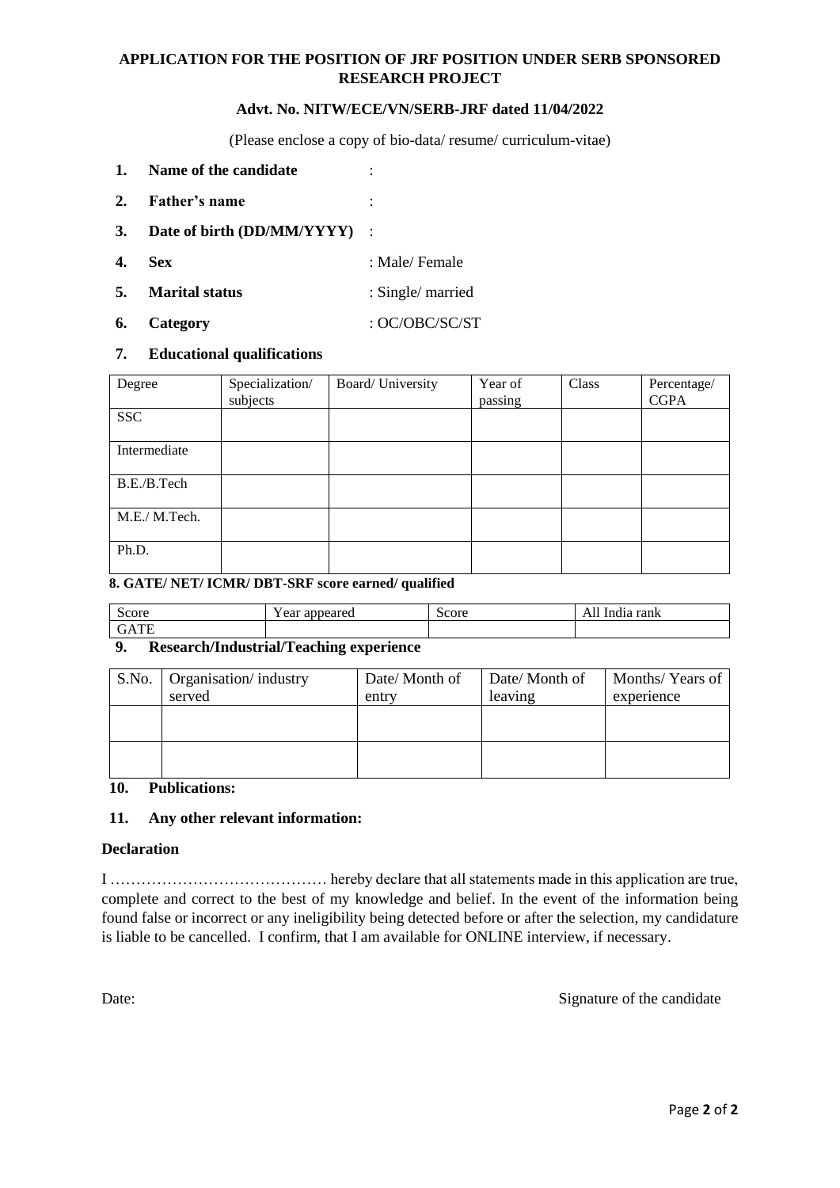**APPLICATION FOR THE POSITION OF JRF POSITION UNDER SERB SPONSORED RESEARCH PROJECT**

**Advt. No. NITW/ECE/VN/SERB-JRF dated 11/04/2022**

(Please enclose a copy of bio-data/ resume/ curriculum-vitae)

1. **Name of the candidate** :
2. **Father's name** :
3. **Date of birth (DD/MM/YYYY)** :
4. **Sex** : Male/ Female
5. **Marital status** : Single/ married
6. **Category** : OC/OBC/SC/ST
7. **Educational qualifications**

| Degree | Specialization/ subjects | Board/ University | Year of passing | Class | Percentage/ CGPA |
|---|---|---|---|---|---|
| SSC | | | | | |
| Intermediate | | | | | |
| B.E./B.Tech | | | | | |
| M.E./ M.Tech. | | | | | |
| Ph.D. | | | | | |

**8. GATE/ NET/ ICMR/ DBT-SRF score earned/ qualified**

| Score | Year appeared | Score | All India rank |
|---|---|---|---|
| GATE | | | |

9. **Research/Industrial/Teaching experience**

| S.No. | Organisation/ industry served | Date/ Month of entry | Date/ Month of leaving | Months/ Years of experience |
|---|---|---|---|---|
| | | | | |
| | | | | |

10. **Publications:**

11. **Any other relevant information:**

**Declaration**

I …………………………………… hereby declare that all statements made in this application are true, complete and correct to the best of my knowledge and belief. In the event of the information being found false or incorrect or any ineligibility being detected before or after the selection, my candidature is liable to be cancelled. I confirm, that I am available for ONLINE interview, if necessary.

Date: Signature of the candidate